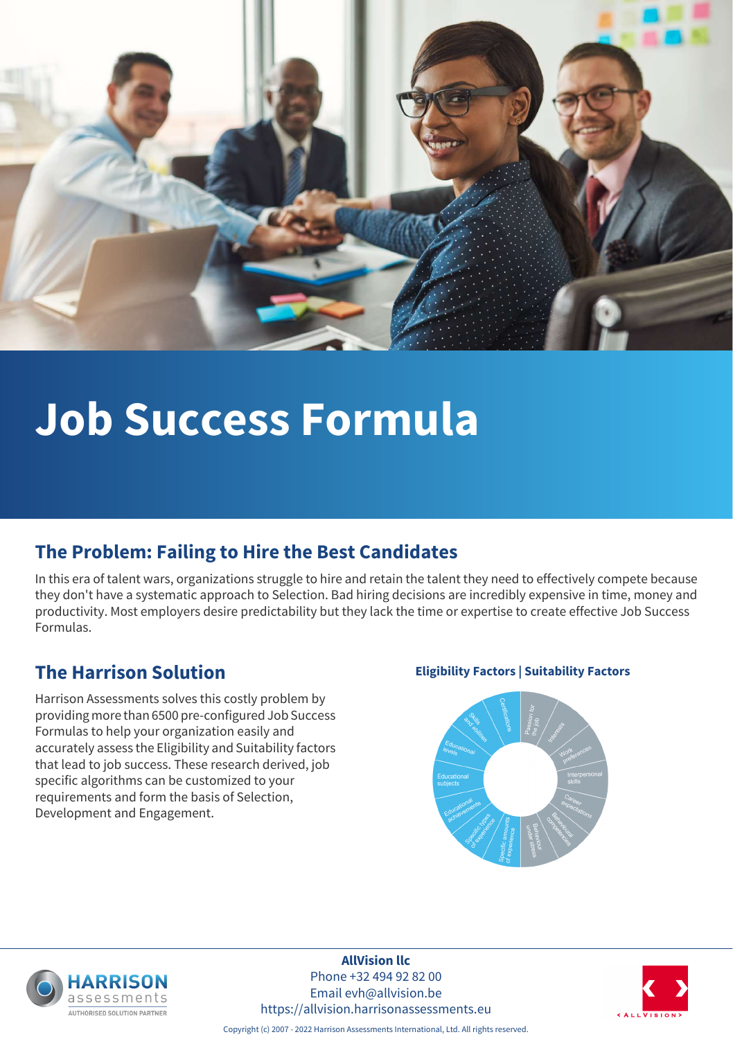# Job Success Formula

## The Problem: Failing to Hire the Best Candidates

In this era of talent wars, organizations struggle to hire and retain the talent they need to effectively compete because they don't have a systematic approach to Selection. Bad hiring decisions are incredibly expensive in time, money and productivity. Most employers desire predictability but they lack the time or expertise to create effective Job Success Formulas.

## The Harrison Solution

Harrison Assessments solves this costly problem by providing more than 6500 pre-configured Job Success Formulas to help your organization easily and accurately assess the Eligibility and Suitability factors that lead to job success. These research derived, job specific algorithms can be customized to your requirements and form the basis of Selection, Development and Engagement.

**Eligibility Factors | Suitability Factors**

Certifications, Skills and abilities, Educational levels, Educational subjects, Educational achievements, Specific types of experience, Specific amounts of experience, Behaviour under stress, Behavioural competencies, Career expectations, Interpersonal skills, Work preferences, Interests, Passion for the job

**AllVision llc**
Phone +32 494 92 82 00
Email evh@allvision.be
https://allvision.harrisonassessments.eu

Copyright (c) 2007 - 2022 Harrison Assessments International, Ltd. All rights reserved.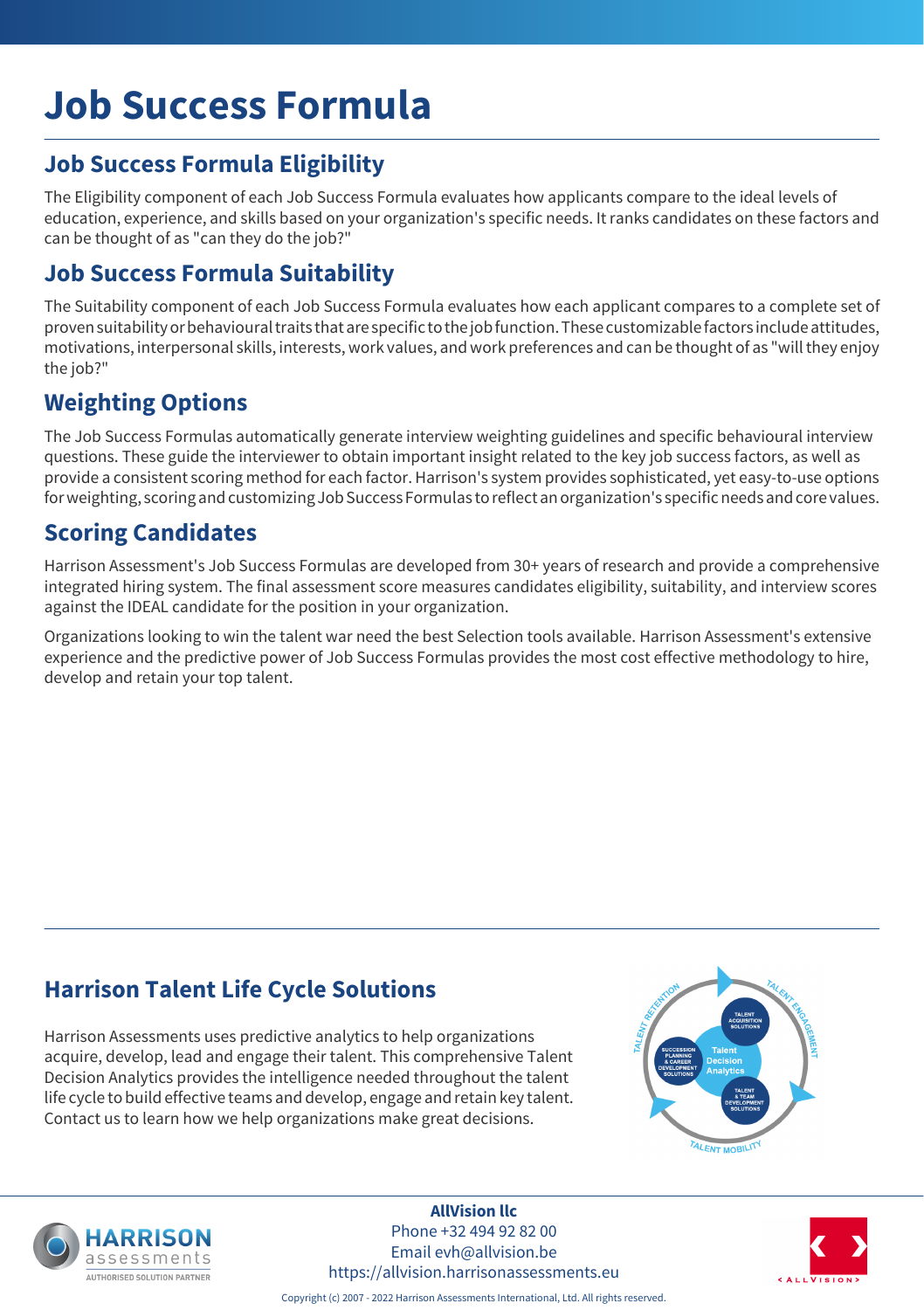# Job Success Formula

## Job Success Formula Eligibility

The Eligibility component of each Job Success Formula evaluates how applicants compare to the ideal levels of education, experience, and skills based on your organization's specific needs. It ranks candidates on these factors and can be thought of as "can they do the job?"

## Job Success Formula Suitability

The Suitability component of each Job Success Formula evaluates how each applicant compares to a complete set of proven suitability or behavioural traits that are specific to the job function. These customizable factors include attitudes, motivations, interpersonal skills, interests, work values, and work preferences and can be thought of as "will they enjoy the job?"

## Weighting Options

The Job Success Formulas automatically generate interview weighting guidelines and specific behavioural interview questions. These guide the interviewer to obtain important insight related to the key job success factors, as well as provide a consistent scoring method for each factor. Harrison's system provides sophisticated, yet easy-to-use options for weighting, scoring and customizing Job Success Formulas to reflect an organization's specific needs and core values.

## Scoring Candidates

Harrison Assessment's Job Success Formulas are developed from 30+ years of research and provide a comprehensive integrated hiring system. The final assessment score measures candidates eligibility, suitability, and interview scores against the IDEAL candidate for the position in your organization.

Organizations looking to win the talent war need the best Selection tools available. Harrison Assessment's extensive experience and the predictive power of Job Success Formulas provides the most cost effective methodology to hire, develop and retain your top talent.

## Harrison Talent Life Cycle Solutions

Harrison Assessments uses predictive analytics to help organizations acquire, develop, lead and engage their talent. This comprehensive Talent Decision Analytics provides the intelligence needed throughout the talent life cycle to build effective teams and develop, engage and retain key talent. Contact us to learn how we help organizations make great decisions.

TALENT RETENTION
TALENT ENGAGEMENT
TALENT MOBILITY
TALENT ACQUISITION SOLUTIONS
SUCCESSION PLANNING & CAREER DEVELOPMENT SOLUTIONS
Talent Decision Analytics
TALENT & TEAM DEVELOPMENT SOLUTIONS

HARRISON assessments
AUTHORISED SOLUTION PARTNER

**AllVision llc**
Phone +32 494 92 82 00
Email evh@allvision.be
https://allvision.harrisonassessments.eu

< ALLVISION >

Copyright (c) 2007 - 2022 Harrison Assessments International, Ltd. All rights reserved.